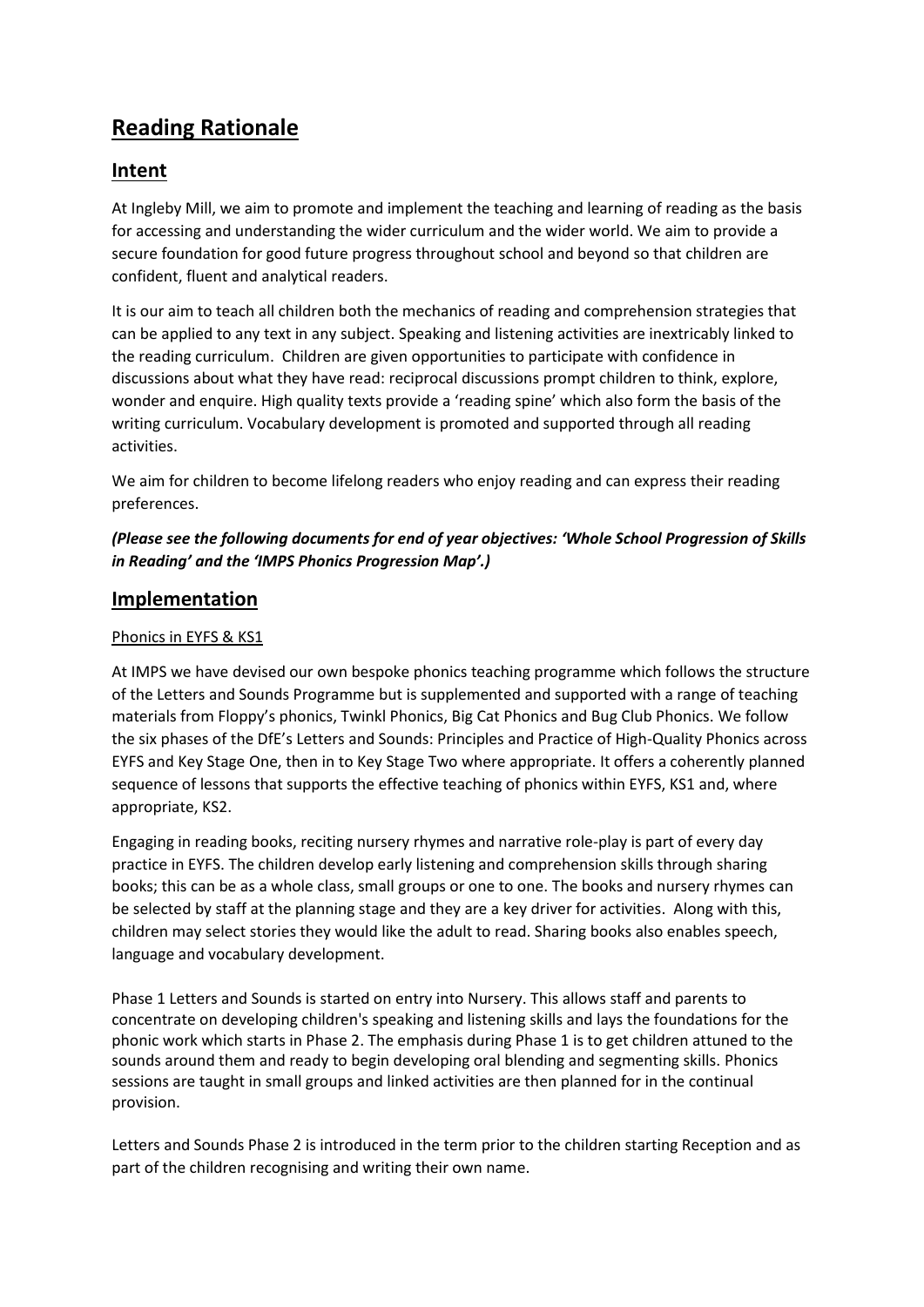# Reading Rationale

## Intent

At Ingleby Mill, we aim to promote and implement the teaching and learning of reading as the basis for accessing and understanding the wider curriculum and the wider world. We aim to provide a secure foundation for good future progress throughout school and beyond so that children are confident, fluent and analytical readers.

It is our aim to teach all children both the mechanics of reading and comprehension strategies that can be applied to any text in any subject. Speaking and listening activities are inextricably linked to the reading curriculum. Children are given opportunities to participate with confidence in discussions about what they have read: reciprocal discussions prompt children to think, explore, wonder and enquire. High quality texts provide a 'reading spine' which also form the basis of the writing curriculum. Vocabulary development is promoted and supported through all reading activities.

We aim for children to become lifelong readers who enjoy reading and can express their reading preferences.

***(Please see the following documents for end of year objectives: 'Whole School Progression of Skills in Reading' and the 'IMPS Phonics Progression Map'.)***

## Implementation

Phonics in EYFS & KS1

At IMPS we have devised our own bespoke phonics teaching programme which follows the structure of the Letters and Sounds Programme but is supplemented and supported with a range of teaching materials from Floppy's phonics, Twinkl Phonics, Big Cat Phonics and Bug Club Phonics. We follow the six phases of the DfE's Letters and Sounds: Principles and Practice of High-Quality Phonics across EYFS and Key Stage One, then in to Key Stage Two where appropriate. It offers a coherently planned sequence of lessons that supports the effective teaching of phonics within EYFS, KS1 and, where appropriate, KS2.

Engaging in reading books, reciting nursery rhymes and narrative role-play is part of every day practice in EYFS. The children develop early listening and comprehension skills through sharing books; this can be as a whole class, small groups or one to one. The books and nursery rhymes can be selected by staff at the planning stage and they are a key driver for activities. Along with this, children may select stories they would like the adult to read. Sharing books also enables speech, language and vocabulary development.

Phase 1 Letters and Sounds is started on entry into Nursery. This allows staff and parents to concentrate on developing children's speaking and listening skills and lays the foundations for the phonic work which starts in Phase 2. The emphasis during Phase 1 is to get children attuned to the sounds around them and ready to begin developing oral blending and segmenting skills. Phonics sessions are taught in small groups and linked activities are then planned for in the continual provision.

Letters and Sounds Phase 2 is introduced in the term prior to the children starting Reception and as part of the children recognising and writing their own name.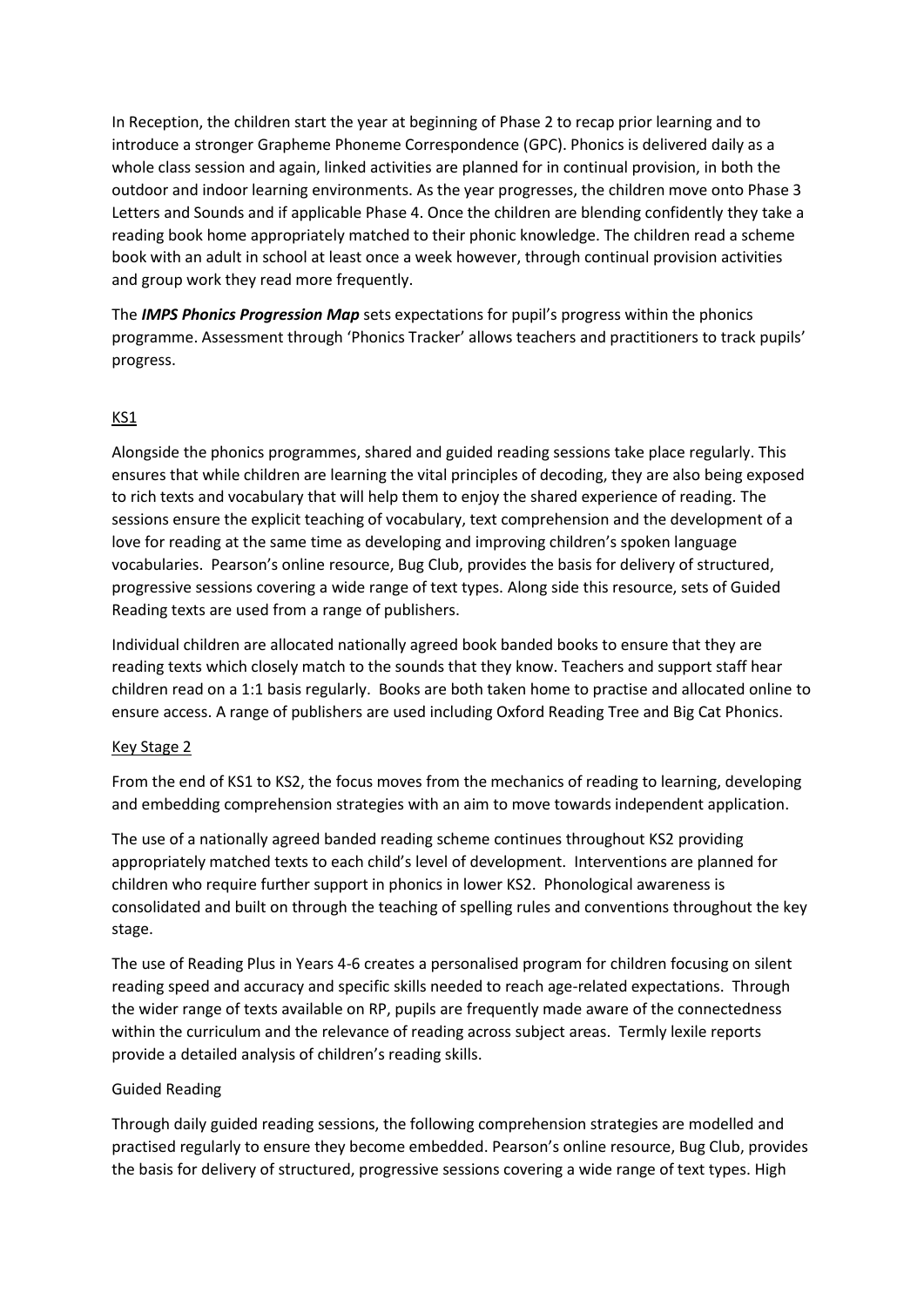In Reception, the children start the year at beginning of Phase 2 to recap prior learning and to introduce a stronger Grapheme Phoneme Correspondence (GPC). Phonics is delivered daily as a whole class session and again, linked activities are planned for in continual provision, in both the outdoor and indoor learning environments. As the year progresses, the children move onto Phase 3 Letters and Sounds and if applicable Phase 4. Once the children are blending confidently they take a reading book home appropriately matched to their phonic knowledge. The children read a scheme book with an adult in school at least once a week however, through continual provision activities and group work they read more frequently.

The ***IMPS Phonics Progression Map*** sets expectations for pupil's progress within the phonics programme. Assessment through 'Phonics Tracker' allows teachers and practitioners to track pupils' progress.

## KS1

Alongside the phonics programmes, shared and guided reading sessions take place regularly. This ensures that while children are learning the vital principles of decoding, they are also being exposed to rich texts and vocabulary that will help them to enjoy the shared experience of reading. The sessions ensure the explicit teaching of vocabulary, text comprehension and the development of a love for reading at the same time as developing and improving children's spoken language vocabularies. Pearson's online resource, Bug Club, provides the basis for delivery of structured, progressive sessions covering a wide range of text types. Along side this resource, sets of Guided Reading texts are used from a range of publishers.

Individual children are allocated nationally agreed book banded books to ensure that they are reading texts which closely match to the sounds that they know. Teachers and support staff hear children read on a 1:1 basis regularly. Books are both taken home to practise and allocated online to ensure access. A range of publishers are used including Oxford Reading Tree and Big Cat Phonics.

## Key Stage 2

From the end of KS1 to KS2, the focus moves from the mechanics of reading to learning, developing and embedding comprehension strategies with an aim to move towards independent application.

The use of a nationally agreed banded reading scheme continues throughout KS2 providing appropriately matched texts to each child's level of development. Interventions are planned for children who require further support in phonics in lower KS2. Phonological awareness is consolidated and built on through the teaching of spelling rules and conventions throughout the key stage.

The use of Reading Plus in Years 4-6 creates a personalised program for children focusing on silent reading speed and accuracy and specific skills needed to reach age-related expectations. Through the wider range of texts available on RP, pupils are frequently made aware of the connectedness within the curriculum and the relevance of reading across subject areas. Termly lexile reports provide a detailed analysis of children's reading skills.

### Guided Reading

Through daily guided reading sessions, the following comprehension strategies are modelled and practised regularly to ensure they become embedded. Pearson's online resource, Bug Club, provides the basis for delivery of structured, progressive sessions covering a wide range of text types. High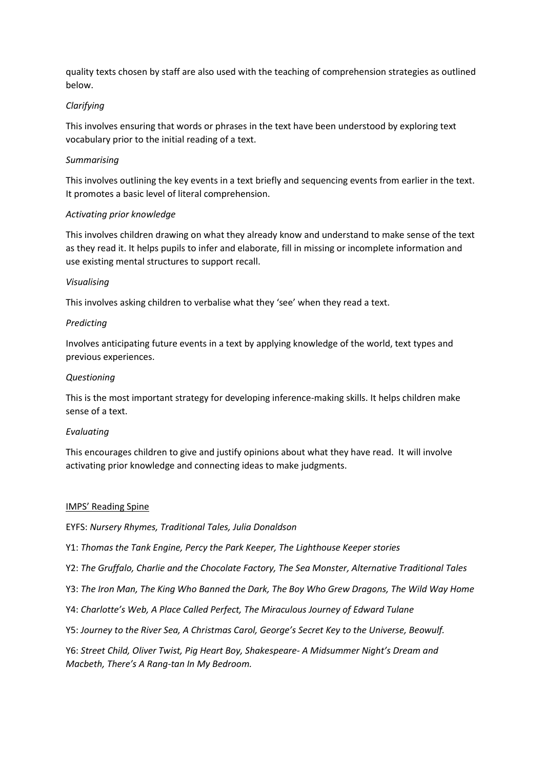quality texts chosen by staff are also used with the teaching of comprehension strategies as outlined below.

*Clarifying*

This involves ensuring that words or phrases in the text have been understood by exploring text vocabulary prior to the initial reading of a text.

*Summarising*

This involves outlining the key events in a text briefly and sequencing events from earlier in the text. It promotes a basic level of literal comprehension.

*Activating prior knowledge*

This involves children drawing on what they already know and understand to make sense of the text as they read it. It helps pupils to infer and elaborate, fill in missing or incomplete information and use existing mental structures to support recall.

*Visualising*

This involves asking children to verbalise what they 'see' when they read a text.

*Predicting*

Involves anticipating future events in a text by applying knowledge of the world, text types and previous experiences.

*Questioning*

This is the most important strategy for developing inference-making skills. It helps children make sense of a text.

*Evaluating*

This encourages children to give and justify opinions about what they have read. It will involve activating prior knowledge and connecting ideas to make judgments.

<u>IMPS' Reading Spine</u>

EYFS: *Nursery Rhymes, Traditional Tales, Julia Donaldson*

Y1: *Thomas the Tank Engine, Percy the Park Keeper, The Lighthouse Keeper stories*

Y2: *The Gruffalo, Charlie and the Chocolate Factory, The Sea Monster, Alternative Traditional Tales*

Y3: *The Iron Man, The King Who Banned the Dark, The Boy Who Grew Dragons, The Wild Way Home*

Y4: *Charlotte's Web, A Place Called Perfect, The Miraculous Journey of Edward Tulane*

Y5: *Journey to the River Sea, A Christmas Carol, George's Secret Key to the Universe, Beowulf.*

Y6: *Street Child, Oliver Twist, Pig Heart Boy, Shakespeare- A Midsummer Night's Dream and Macbeth, There's A Rang-tan In My Bedroom.*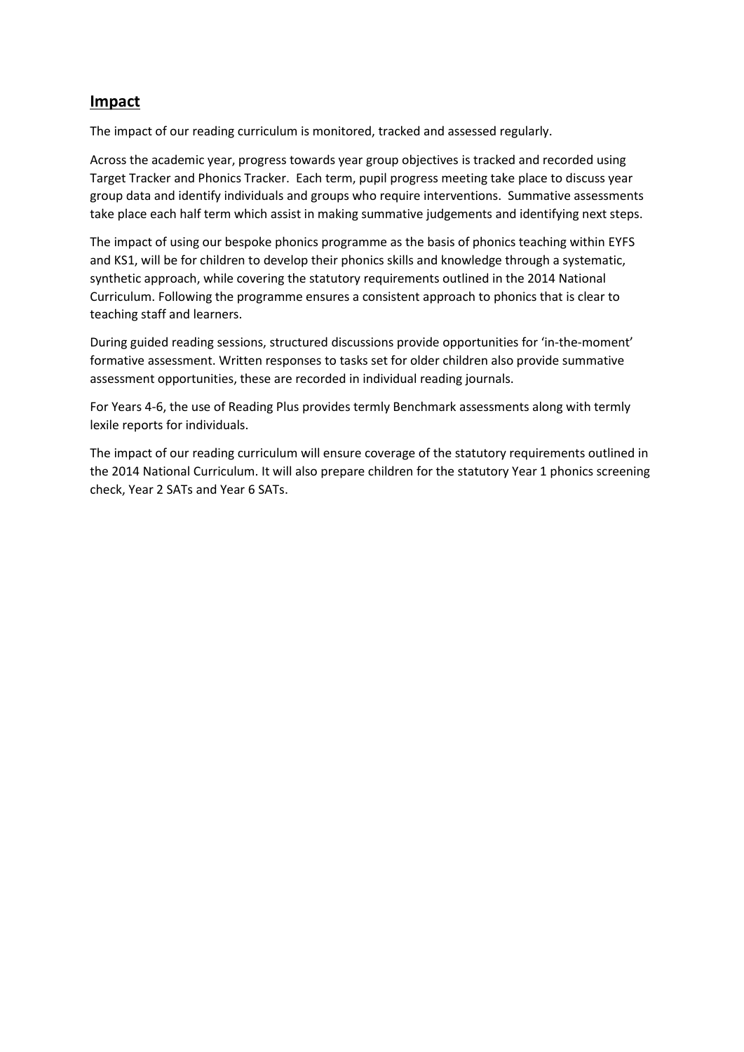## **Impact**

The impact of our reading curriculum is monitored, tracked and assessed regularly.

Across the academic year, progress towards year group objectives is tracked and recorded using Target Tracker and Phonics Tracker. Each term, pupil progress meeting take place to discuss year group data and identify individuals and groups who require interventions. Summative assessments take place each half term which assist in making summative judgements and identifying next steps.

The impact of using our bespoke phonics programme as the basis of phonics teaching within EYFS and KS1, will be for children to develop their phonics skills and knowledge through a systematic, synthetic approach, while covering the statutory requirements outlined in the 2014 National Curriculum. Following the programme ensures a consistent approach to phonics that is clear to teaching staff and learners.

During guided reading sessions, structured discussions provide opportunities for 'in-the-moment' formative assessment. Written responses to tasks set for older children also provide summative assessment opportunities, these are recorded in individual reading journals.

For Years 4-6, the use of Reading Plus provides termly Benchmark assessments along with termly lexile reports for individuals.

The impact of our reading curriculum will ensure coverage of the statutory requirements outlined in the 2014 National Curriculum. It will also prepare children for the statutory Year 1 phonics screening check, Year 2 SATs and Year 6 SATs.